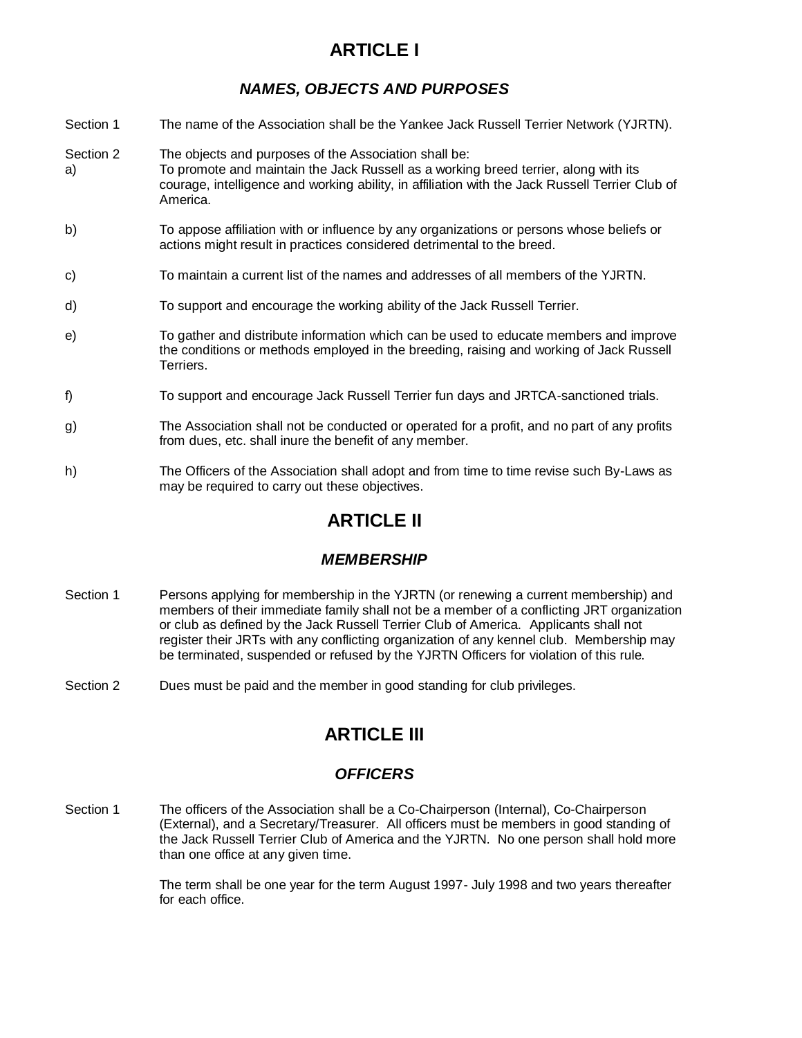# ARTICLE I

## *NAMES, OBJECTS AND PURPOSES*

Section 1 The name of the Association shall be the Yankee Jack Russell Terrier Network (YJRTN).

Section 2 The objects and purposes of the Association shall be:

a) To promote and maintain the Jack Russell as a working breed terrier, along with its courage, intelligence and working ability, in affiliation with the Jack Russell Terrier Club of America.

b) To appose affiliation with or influence by any organizations or persons whose beliefs or actions might result in practices considered detrimental to the breed.

c) To maintain a current list of the names and addresses of all members of the YJRTN.

d) To support and encourage the working ability of the Jack Russell Terrier.

e) To gather and distribute information which can be used to educate members and improve the conditions or methods employed in the breeding, raising and working of Jack Russell Terriers.

f) To support and encourage Jack Russell Terrier fun days and JRTCA-sanctioned trials.

g) The Association shall not be conducted or operated for a profit, and no part of any profits from dues, etc. shall inure the benefit of any member.

h) The Officers of the Association shall adopt and from time to time revise such By-Laws as may be required to carry out these objectives.

# ARTICLE II

## *MEMBERSHIP*

Section 1 Persons applying for membership in the YJRTN (or renewing a current membership) and members of their immediate family shall not be a member of a conflicting JRT organization or club as defined by the Jack Russell Terrier Club of America. Applicants shall not register their JRTs with any conflicting organization of any kennel club. Membership may be terminated, suspended or refused by the YJRTN Officers for violation of this rule.

Section 2 Dues must be paid and the member in good standing for club privileges.

# ARTICLE III

## *OFFICERS*

Section 1 The officers of the Association shall be a Co-Chairperson (Internal), Co-Chairperson (External), and a Secretary/Treasurer. All officers must be members in good standing of the Jack Russell Terrier Club of America and the YJRTN. No one person shall hold more than one office at any given time.

The term shall be one year for the term August 1997- July 1998 and two years thereafter for each office.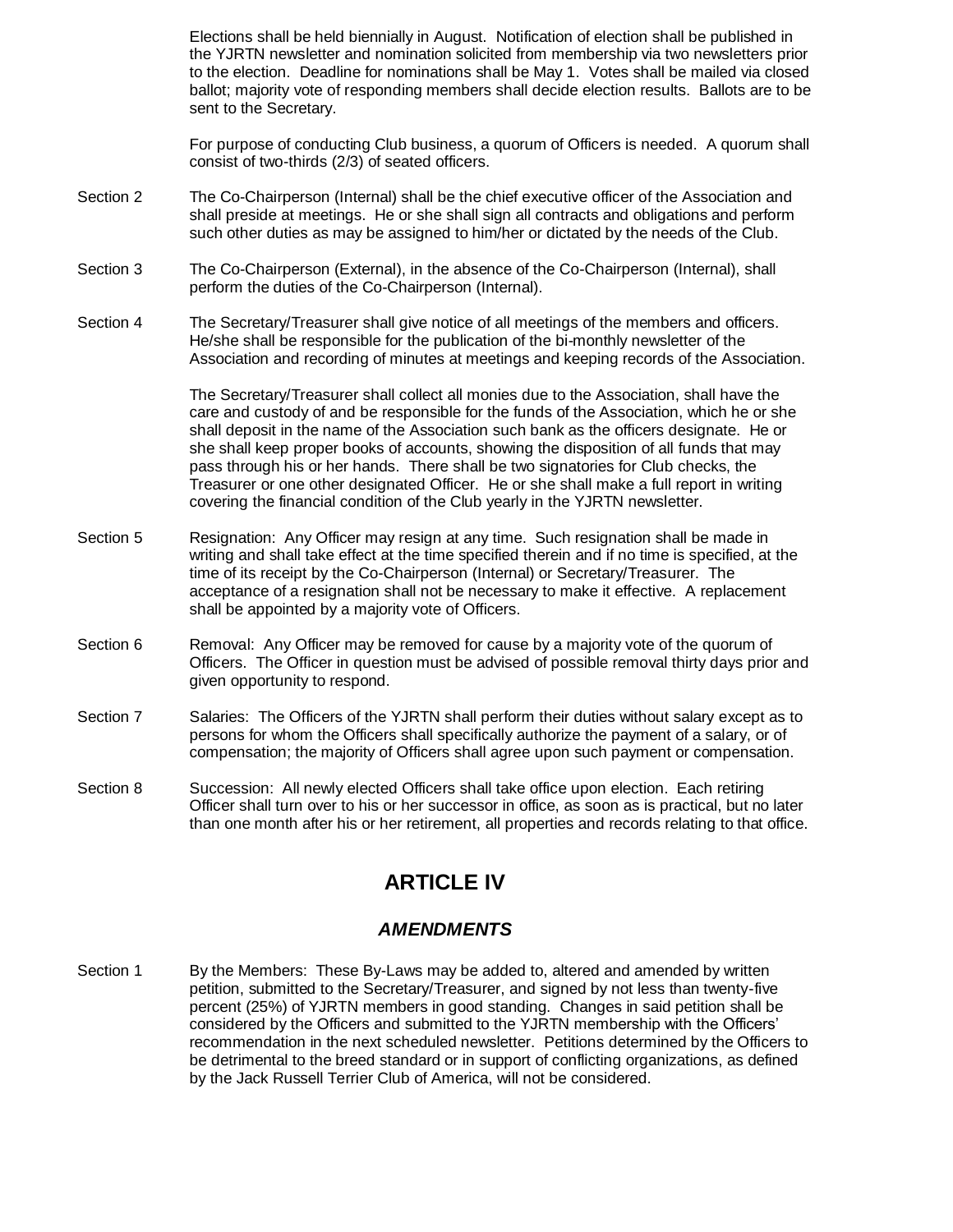Elections shall be held biennially in August. Notification of election shall be published in the YJRTN newsletter and nomination solicited from membership via two newsletters prior to the election. Deadline for nominations shall be May 1. Votes shall be mailed via closed ballot; majority vote of responding members shall decide election results. Ballots are to be sent to the Secretary.

For purpose of conducting Club business, a quorum of Officers is needed. A quorum shall consist of two-thirds (2/3) of seated officers.

Section 2 The Co-Chairperson (Internal) shall be the chief executive officer of the Association and shall preside at meetings. He or she shall sign all contracts and obligations and perform such other duties as may be assigned to him/her or dictated by the needs of the Club.

Section 3 The Co-Chairperson (External), in the absence of the Co-Chairperson (Internal), shall perform the duties of the Co-Chairperson (Internal).

Section 4 The Secretary/Treasurer shall give notice of all meetings of the members and officers. He/she shall be responsible for the publication of the bi-monthly newsletter of the Association and recording of minutes at meetings and keeping records of the Association.

The Secretary/Treasurer shall collect all monies due to the Association, shall have the care and custody of and be responsible for the funds of the Association, which he or she shall deposit in the name of the Association such bank as the officers designate. He or she shall keep proper books of accounts, showing the disposition of all funds that may pass through his or her hands. There shall be two signatories for Club checks, the Treasurer or one other designated Officer. He or she shall make a full report in writing covering the financial condition of the Club yearly in the YJRTN newsletter.

Section 5 Resignation: Any Officer may resign at any time. Such resignation shall be made in writing and shall take effect at the time specified therein and if no time is specified, at the time of its receipt by the Co-Chairperson (Internal) or Secretary/Treasurer. The acceptance of a resignation shall not be necessary to make it effective. A replacement shall be appointed by a majority vote of Officers.

Section 6 Removal: Any Officer may be removed for cause by a majority vote of the quorum of Officers. The Officer in question must be advised of possible removal thirty days prior and given opportunity to respond.

Section 7 Salaries: The Officers of the YJRTN shall perform their duties without salary except as to persons for whom the Officers shall specifically authorize the payment of a salary, or of compensation; the majority of Officers shall agree upon such payment or compensation.

Section 8 Succession: All newly elected Officers shall take office upon election. Each retiring Officer shall turn over to his or her successor in office, as soon as is practical, but no later than one month after his or her retirement, all properties and records relating to that office.

# ARTICLE IV

## *AMENDMENTS*

Section 1 By the Members: These By-Laws may be added to, altered and amended by written petition, submitted to the Secretary/Treasurer, and signed by not less than twenty-five percent (25%) of YJRTN members in good standing. Changes in said petition shall be considered by the Officers and submitted to the YJRTN membership with the Officers' recommendation in the next scheduled newsletter. Petitions determined by the Officers to be detrimental to the breed standard or in support of conflicting organizations, as defined by the Jack Russell Terrier Club of America, will not be considered.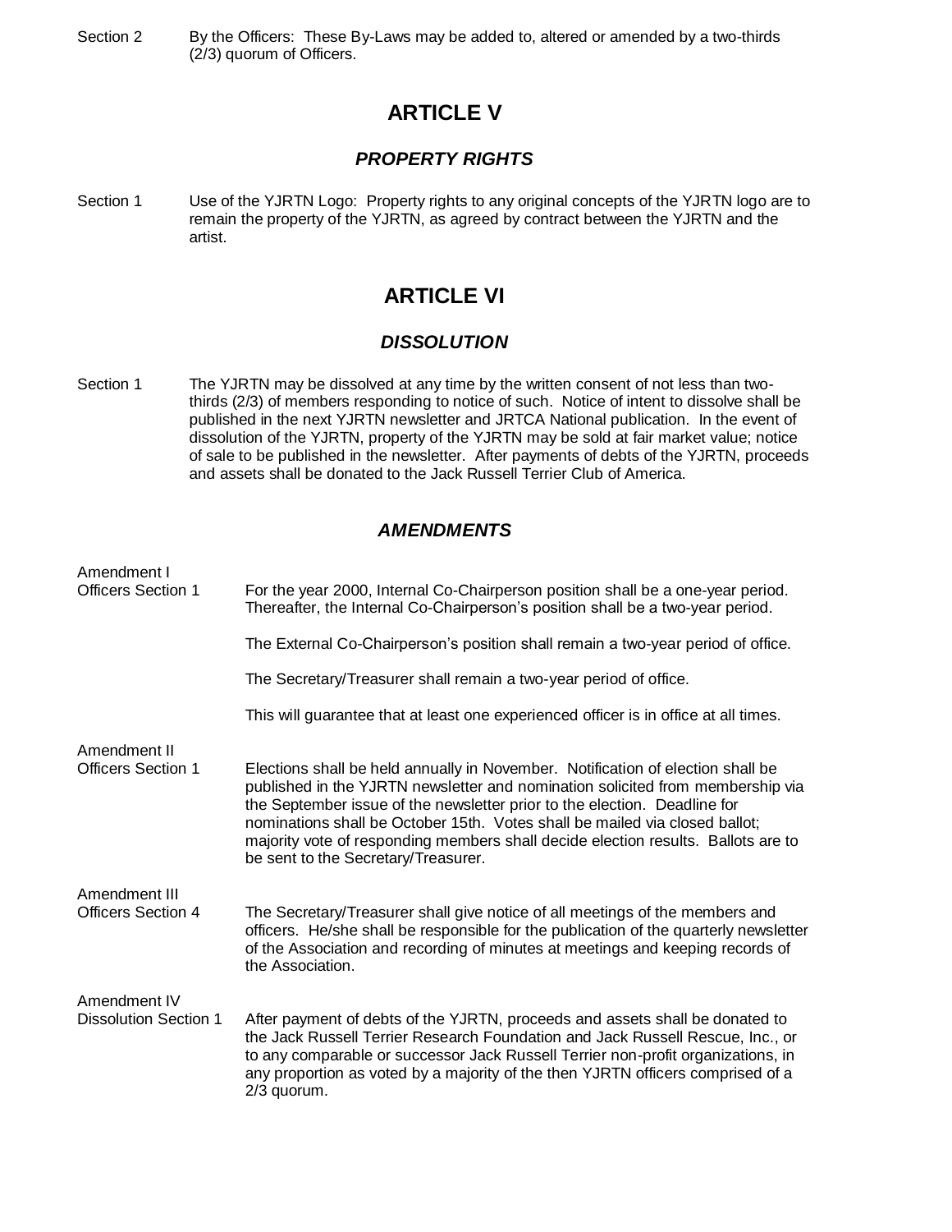Section 2 By the Officers: These By-Laws may be added to, altered or amended by a two-thirds (2/3) quorum of Officers.

# ARTICLE V

### *PROPERTY RIGHTS*

Section 1 Use of the YJRTN Logo: Property rights to any original concepts of the YJRTN logo are to remain the property of the YJRTN, as agreed by contract between the YJRTN and the artist.

# ARTICLE VI

### *DISSOLUTION*

Section 1 The YJRTN may be dissolved at any time by the written consent of not less than two-thirds (2/3) of members responding to notice of such. Notice of intent to dissolve shall be published in the next YJRTN newsletter and JRTCA National publication. In the event of dissolution of the YJRTN, property of the YJRTN may be sold at fair market value; notice of sale to be published in the newsletter. After payments of debts of the YJRTN, proceeds and assets shall be donated to the Jack Russell Terrier Club of America.

### *AMENDMENTS*

Amendment I
Officers Section 1

For the year 2000, Internal Co-Chairperson position shall be a one-year period. Thereafter, the Internal Co-Chairperson's position shall be a two-year period.

The External Co-Chairperson's position shall remain a two-year period of office.

The Secretary/Treasurer shall remain a two-year period of office.

This will guarantee that at least one experienced officer is in office at all times.

Amendment II
Officers Section 1

Elections shall be held annually in November. Notification of election shall be published in the YJRTN newsletter and nomination solicited from membership via the September issue of the newsletter prior to the election. Deadline for nominations shall be October 15th. Votes shall be mailed via closed ballot; majority vote of responding members shall decide election results. Ballots are to be sent to the Secretary/Treasurer.

Amendment III
Officers Section 4

The Secretary/Treasurer shall give notice of all meetings of the members and officers. He/she shall be responsible for the publication of the quarterly newsletter of the Association and recording of minutes at meetings and keeping records of the Association.

Amendment IV
Dissolution Section 1

After payment of debts of the YJRTN, proceeds and assets shall be donated to the Jack Russell Terrier Research Foundation and Jack Russell Rescue, Inc., or to any comparable or successor Jack Russell Terrier non-profit organizations, in any proportion as voted by a majority of the then YJRTN officers comprised of a 2/3 quorum.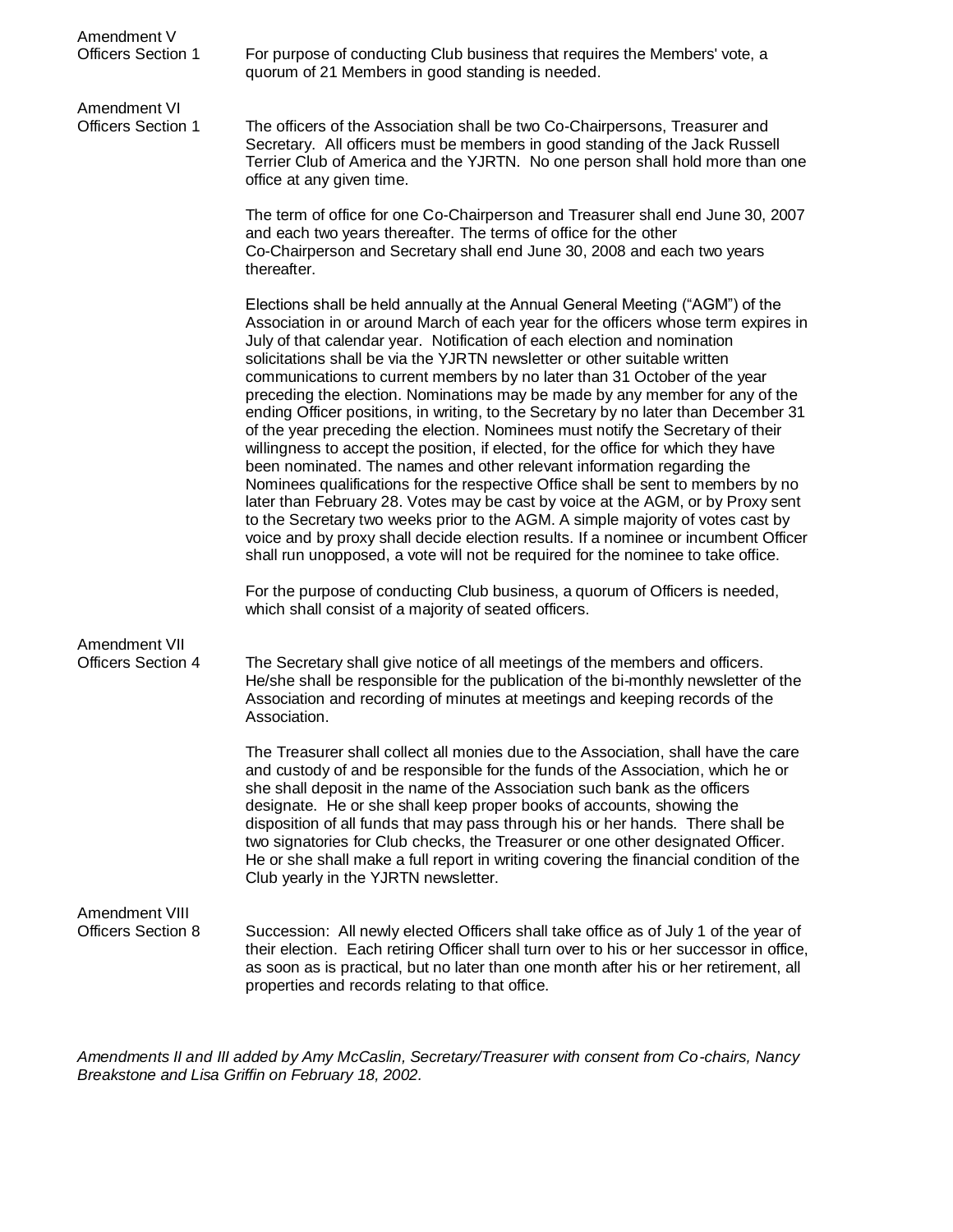**Amendment V**
**Officers Section 1**

For purpose of conducting Club business that requires the Members' vote, a quorum of 21 Members in good standing is needed.

**Amendment VI**
**Officers Section 1**

The officers of the Association shall be two Co-Chairpersons, Treasurer and Secretary. All officers must be members in good standing of the Jack Russell Terrier Club of America and the YJRTN. No one person shall hold more than one office at any given time.

The term of office for one Co-Chairperson and Treasurer shall end June 30, 2007 and each two years thereafter. The terms of office for the other Co-Chairperson and Secretary shall end June 30, 2008 and each two years thereafter.

Elections shall be held annually at the Annual General Meeting ("AGM") of the Association in or around March of each year for the officers whose term expires in July of that calendar year. Notification of each election and nomination solicitations shall be via the YJRTN newsletter or other suitable written communications to current members by no later than 31 October of the year preceding the election. Nominations may be made by any member for any of the ending Officer positions, in writing, to the Secretary by no later than December 31 of the year preceding the election. Nominees must notify the Secretary of their willingness to accept the position, if elected, for the office for which they have been nominated. The names and other relevant information regarding the Nominees qualifications for the respective Office shall be sent to members by no later than February 28. Votes may be cast by voice at the AGM, or by Proxy sent to the Secretary two weeks prior to the AGM. A simple majority of votes cast by voice and by proxy shall decide election results. If a nominee or incumbent Officer shall run unopposed, a vote will not be required for the nominee to take office.

For the purpose of conducting Club business, a quorum of Officers is needed, which shall consist of a majority of seated officers.

**Amendment VII**
**Officers Section 4**

The Secretary shall give notice of all meetings of the members and officers. He/she shall be responsible for the publication of the bi-monthly newsletter of the Association and recording of minutes at meetings and keeping records of the Association.

The Treasurer shall collect all monies due to the Association, shall have the care and custody of and be responsible for the funds of the Association, which he or she shall deposit in the name of the Association such bank as the officers designate. He or she shall keep proper books of accounts, showing the disposition of all funds that may pass through his or her hands. There shall be two signatories for Club checks, the Treasurer or one other designated Officer. He or she shall make a full report in writing covering the financial condition of the Club yearly in the YJRTN newsletter.

**Amendment VIII**
**Officers Section 8**

Succession: All newly elected Officers shall take office as of July 1 of the year of their election. Each retiring Officer shall turn over to his or her successor in office, as soon as is practical, but no later than one month after his or her retirement, all properties and records relating to that office.

*Amendments II and III added by Amy McCaslin, Secretary/Treasurer with consent from Co-chairs, Nancy Breakstone and Lisa Griffin on February 18, 2002.*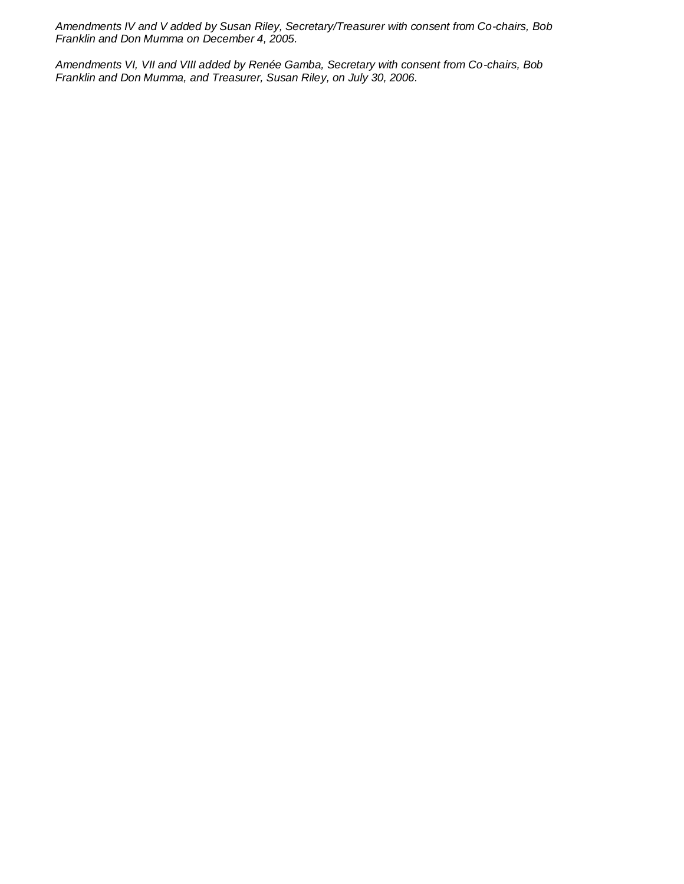*Amendments IV and V added by Susan Riley, Secretary/Treasurer with consent from Co-chairs, Bob Franklin and Don Mumma on December 4, 2005.*

*Amendments VI, VII and VIII added by Renée Gamba, Secretary with consent from Co-chairs, Bob Franklin and Don Mumma, and Treasurer, Susan Riley, on July 30, 2006.*